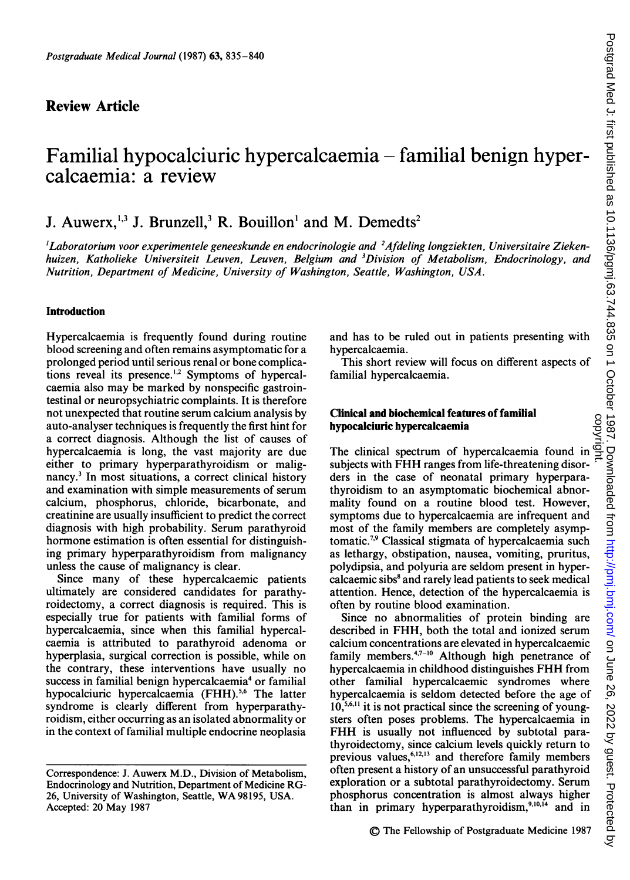## Review Article

# Familial hypocalciuric hypercalcaemia – familial benign hypercalcaemia: a review

J. Auwerx,[1,3] J. Brunzell,[3] R. Bouillon[1] and M. Demedts[2]

[1]*Laboratorium voor experimentele geneeskunde en endocrinologie and* [2]*Afdeling longziekten, Universitaire Ziekenhuizen, Katholieke Universiteit Leuven, Leuven, Belgium and* [3]*Division of Metabolism, Endocrinology, and Nutrition, Department of Medicine, University of Washington, Seattle, Washington, USA.*

## Introduction

Hypercalcaemia is frequently found during routine blood screening and often remains asymptomatic for a prolonged period until serious renal or bone complications reveal its presence.[1,2] Symptoms of hypercalcaemia also may be marked by nonspecific gastrointestinal or neuropsychiatric complaints. It is therefore not unexpected that routine serum calcium analysis by auto-analyser techniques is frequently the first hint for a correct diagnosis. Although the list of causes of hypercalcaemia is long, the vast majority are due either to primary hyperparathyroidism or malignancy.[3] In most situations, a correct clinical history and examination with simple measurements of serum calcium, phosphorus, chloride, bicarbonate, and creatinine are usually insufficient to predict the correct diagnosis with high probability. Serum parathyroid hormone estimation is often essential for distinguishing primary hyperparathyroidism from malignancy unless the cause of malignancy is clear.

Since many of these hypercalcaemic patients ultimately are considered candidates for parathyroidectomy, a correct diagnosis is required. This is especially true for patients with familial forms of hypercalcaemia, since when this familial hypercalcaemia is attributed to parathyroid adenoma or hyperplasia, surgical correction is possible, while on the contrary, these interventions have usually no success in familial benign hypercalcaemia[4] or familial hypocalciuric hypercalcaemia (FHH).[5,6] The latter syndrome is clearly different from hyperparathyroidism, either occurring as an isolated abnormality or in the context of familial multiple endocrine neoplasia and has to be ruled out in patients presenting with hypercalcaemia.

This short review will focus on different aspects of familial hypercalcaemia.

### Clinical and biochemical features of familial hypocalciuric hypercalcaemia

The clinical spectrum of hypercalcaemia found in subjects with FHH ranges from life-threatening disorders in the case of neonatal primary hyperparathyroidism to an asymptomatic biochemical abnormality found on a routine blood test. However, symptoms due to hypercalcaemia are infrequent and most of the family members are completely asymptomatic.[7,9] Classical stigmata of hypercalcaemia such as lethargy, obstipation, nausea, vomiting, pruritus, polydipsia, and polyuria are seldom present in hypercalcaemic sibs[8] and rarely lead patients to seek medical attention. Hence, detection of the hypercalcaemia is often by routine blood examination.

Since no abnormalities of protein binding are described in FHH, both the total and ionized serum calcium concentrations are elevated in hypercalcaemic family members.[4,7-10] Although high penetrance of hypercalcaemia in childhood distinguishes FHH from other familial hypercalcaemic syndromes where hypercalcaemia is seldom detected before the age of 10,[5,6,11] it is not practical since the screening of youngsters often poses problems. The hypercalcaemia in FHH is usually not influenced by subtotal parathyroidectomy, since calcium levels quickly return to previous values,[6,12,13] and therefore family members often present a history of an unsuccessful parathyroid exploration or a subtotal parathyroidectomy. Serum phosphorus concentration is almost always higher than in primary hyperparathyroidism,[9,10,14] and in

Correspondence: J. Auwerx M.D., Division of Metabolism, Endocrinology and Nutrition, Department of Medicine RG-26, University of Washington, Seattle, WA 98195, USA.
Accepted: 20 May 1987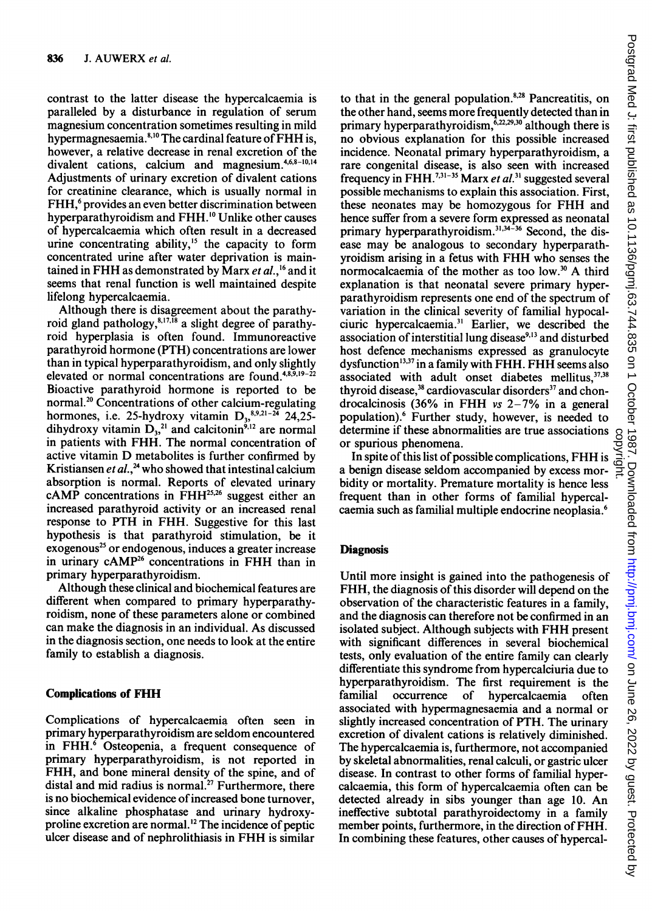contrast to the latter disease the hypercalcaemia is paralleled by a disturbance in regulation of serum magnesium concentration sometimes resulting in mild hypermagnesaemia.[8,10] The cardinal feature of FHH is, however, a relative decrease in renal excretion of the divalent cations, calcium and magnesium.[4,6,8–10,14] Adjustments of urinary excretion of divalent cations for creatinine clearance, which is usually normal in FHH,[6] provides an even better discrimination between hyperparathyroidism and FHH.[10] Unlike other causes of hypercalcaemia which often result in a decreased urine concentrating ability,[15] the capacity to form concentrated urine after water deprivation is maintained in FHH as demonstrated by Marx *et al.*,[16] and it seems that renal function is well maintained despite lifelong hypercalcaemia.

Although there is disagreement about the parathyroid gland pathology,[8,17,18] a slight degree of parathyroid hyperplasia is often found. Immunoreactive parathyroid hormone (PTH) concentrations are lower than in typical hyperparathyroidism, and only slightly elevated or normal concentrations are found.[4,8,9,19–22] Bioactive parathyroid hormone is reported to be normal.[20] Concentrations of other calcium-regulating hormones, i.e. 25-hydroxy vitamin $D_3$,[8,9,21–24] 24,25-dihydroxy vitamin $D_3$,[21] and calcitonin[9,12] are normal in patients with FHH. The normal concentration of active vitamin D metabolites is further confirmed by Kristiansen *et al.*,[24] who showed that intestinal calcium absorption is normal. Reports of elevated urinary cAMP concentrations in FHH[25,26] suggest either an increased parathyroid activity or an increased renal response to PTH in FHH. Suggestive for this last hypothesis is that parathyroid stimulation, be it exogenous[25] or endogenous, induces a greater increase in urinary cAMP[26] concentrations in FHH than in primary hyperparathyroidism.

Although these clinical and biochemical features are different when compared to primary hyperparathyroidism, none of these parameters alone or combined can make the diagnosis in an individual. As discussed in the diagnosis section, one needs to look at the entire family to establish a diagnosis.

## Complications of FHH

Complications of hypercalcaemia often seen in primary hyperparathyroidism are seldom encountered in FHH.[6] Osteopenia, a frequent consequence of primary hyperparathyroidism, is not reported in FHH, and bone mineral density of the spine, and of distal and mid radius is normal.[27] Furthermore, there is no biochemical evidence of increased bone turnover, since alkaline phosphatase and urinary hydroxyproline excretion are normal.[12] The incidence of peptic ulcer disease and of nephrolithiasis in FHH is similar to that in the general population.[8,28] Pancreatitis, on the other hand, seems more frequently detected than in primary hyperparathyroidism,[6,22,29,30] although there is no obvious explanation for this possible increased incidence. Neonatal primary hyperparathyroidism, a rare congenital disease, is also seen with increased frequency in FHH.[7,31–35] Marx *et al.*[31] suggested several possible mechanisms to explain this association. First, these neonates may be homozygous for FHH and hence suffer from a severe form expressed as neonatal primary hyperparathyroidism.[31,34–36] Second, the disease may be analogous to secondary hyperparathyroidism arising in a fetus with FHH who senses the normocalcaemia of the mother as too low.[30] A third explanation is that neonatal severe primary hyperparathyroidism represents one end of the spectrum of variation in the clinical severity of familial hypocalciuric hypercalcaemia.[31] Earlier, we described the association of interstitial lung disease[9,13] and disturbed host defence mechanisms expressed as granulocyte dysfunction[13,37] in a family with FHH. FHH seems also associated with adult onset diabetes mellitus,[37,38] thyroid disease,[38] cardiovascular disorders[37] and chondrocalcinosis (36% in FHH *vs* 2–7% in a general population).[6] Further study, however, is needed to determine if these abnormalities are true associations or spurious phenomena.

In spite of this list of possible complications, FHH is a benign disease seldom accompanied by excess morbidity or mortality. Premature mortality is hence less frequent than in other forms of familial hypercalcaemia such as familial multiple endocrine neoplasia.[6]

## Diagnosis

Until more insight is gained into the pathogenesis of FHH, the diagnosis of this disorder will depend on the observation of the characteristic features in a family, and the diagnosis can therefore not be confirmed in an isolated subject. Although subjects with FHH present with significant differences in several biochemical tests, only evaluation of the entire family can clearly differentiate this syndrome from hypercalciuria due to hyperparathyroidism. The first requirement is the familial occurrence of hypercalcaemia often associated with hypermagnesaemia and a normal or slightly increased concentration of PTH. The urinary excretion of divalent cations is relatively diminished. The hypercalcaemia is, furthermore, not accompanied by skeletal abnormalities, renal calculi, or gastric ulcer disease. In contrast to other forms of familial hypercalcaemia, this form of hypercalcaemia often can be detected already in sibs younger than age 10. An ineffective subtotal parathyroidectomy in a family member points, furthermore, in the direction of FHH. In combining these features, other causes of hypercal-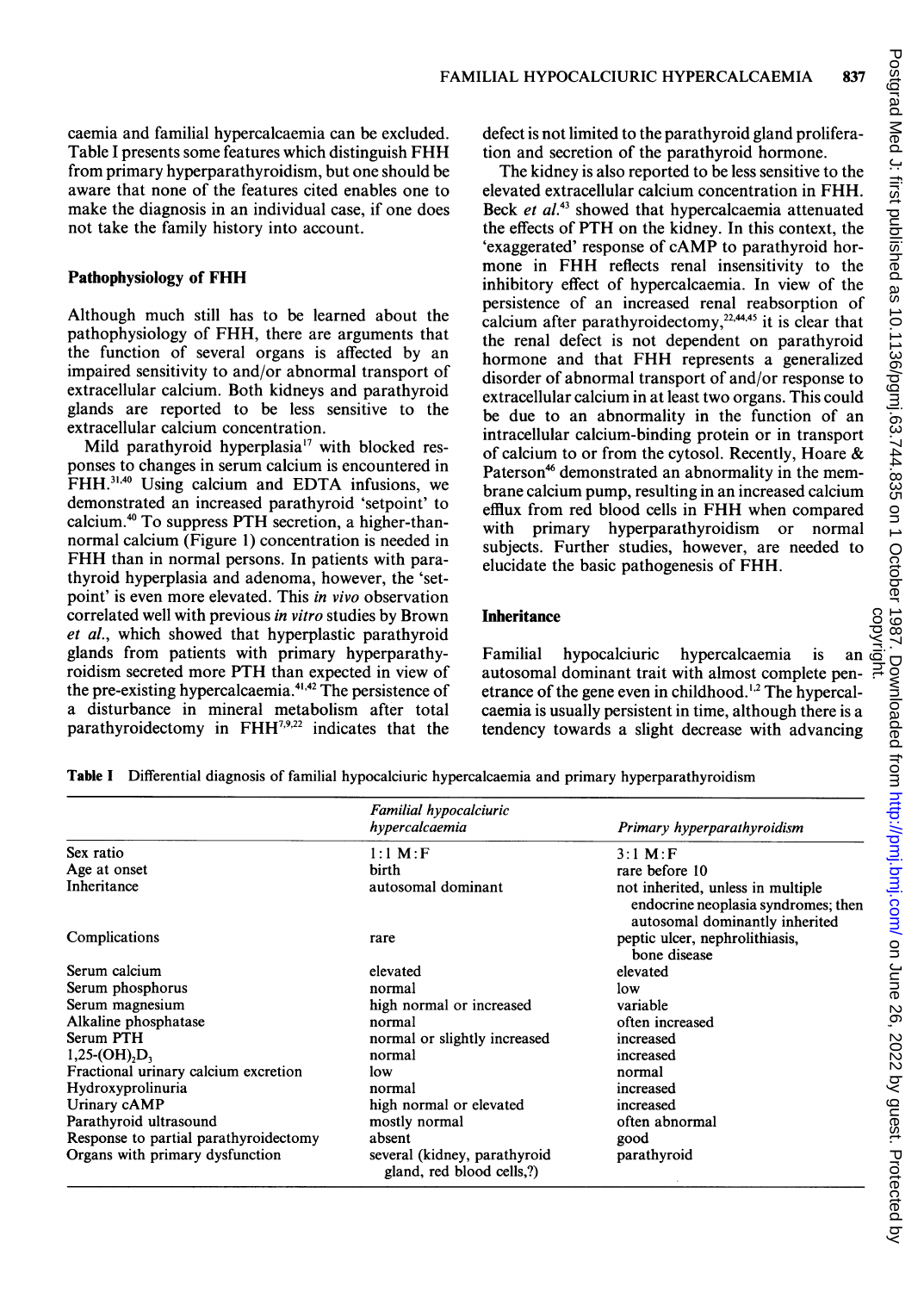caemia and familial hypercalcaemia can be excluded. Table I presents some features which distinguish FHH from primary hyperparathyroidism, but one should be aware that none of the features cited enables one to make the diagnosis in an individual case, if one does not take the family history into account.

## Pathophysiology of FHH

Although much still has to be learned about the pathophysiology of FHH, there are arguments that the function of several organs is affected by an impaired sensitivity to and/or abnormal transport of extracellular calcium. Both kidneys and parathyroid glands are reported to be less sensitive to the extracellular calcium concentration.

Mild parathyroid hyperplasia[17] with blocked responses to changes in serum calcium is encountered in FHH.[31,40] Using calcium and EDTA infusions, we demonstrated an increased parathyroid 'setpoint' to calcium.[40] To suppress PTH secretion, a higher-than-normal calcium (Figure 1) concentration is needed in FHH than in normal persons. In patients with parathyroid hyperplasia and adenoma, however, the 'setpoint' is even more elevated. This *in vivo* observation correlated well with previous *in vitro* studies by Brown *et al.*, which showed that hyperplastic parathyroid glands from patients with primary hyperparathyroidism secreted more PTH than expected in view of the pre-existing hypercalcaemia.[41,42] The persistence of a disturbance in mineral metabolism after total parathyroidectomy in FHH[7,9,22] indicates that the defect is not limited to the parathyroid gland proliferation and secretion of the parathyroid hormone.

The kidney is also reported to be less sensitive to the elevated extracellular calcium concentration in FHH. Beck *et al.*[43] showed that hypercalcaemia attenuated the effects of PTH on the kidney. In this context, the 'exaggerated' response of cAMP to parathyroid hormone in FHH reflects renal insensitivity to the inhibitory effect of hypercalcaemia. In view of the persistence of an increased renal reabsorption of calcium after parathyroidectomy,[22,44,45] it is clear that the renal defect is not dependent on parathyroid hormone and that FHH represents a generalized disorder of abnormal transport of and/or response to extracellular calcium in at least two organs. This could be due to an abnormality in the function of an intracellular calcium-binding protein or in transport of calcium to or from the cytosol. Recently, Hoare & Paterson[46] demonstrated an abnormality in the membrane calcium pump, resulting in an increased calcium efflux from red blood cells in FHH when compared with primary hyperparathyroidism or normal subjects. Further studies, however, are needed to elucidate the basic pathogenesis of FHH.

## Inheritance

Familial hypocalciuric hypercalcaemia is an autosomal dominant trait with almost complete penetrance of the gene even in childhood.[1,2] The hypercalcaemia is usually persistent in time, although there is a tendency towards a slight decrease with advancing

**Table I** Differential diagnosis of familial hypocalciuric hypercalcaemia and primary hyperparathyroidism

| | *Familial hypocalciuric hypercalcaemia* | *Primary hyperparathyroidism* |
|---|---|---|
| Sex ratio | 1:1 M:F | 3:1 M:F |
| Age at onset | birth | rare before 10 |
| Inheritance | autosomal dominant | not inherited, unless in multiple endocrine neoplasia syndromes; then autosomal dominantly inherited |
| Complications | rare | peptic ulcer, nephrolithiasis, bone disease |
| Serum calcium | elevated | elevated |
| Serum phosphorus | normal | low |
| Serum magnesium | high normal or increased | variable |
| Alkaline phosphatase | normal | often increased |
| Serum PTH | normal or slightly increased | increased |
| $1,25\text{-(OH)}_2D_3$ | normal | increased |
| Fractional urinary calcium excretion | low | normal |
| Hydroxyprolinuria | normal | increased |
| Urinary cAMP | high normal or elevated | increased |
| Parathyroid ultrasound | mostly normal | often abnormal |
| Response to partial parathyroidectomy | absent | good |
| Organs with primary dysfunction | several (kidney, parathyroid gland, red blood cells,?) | parathyroid |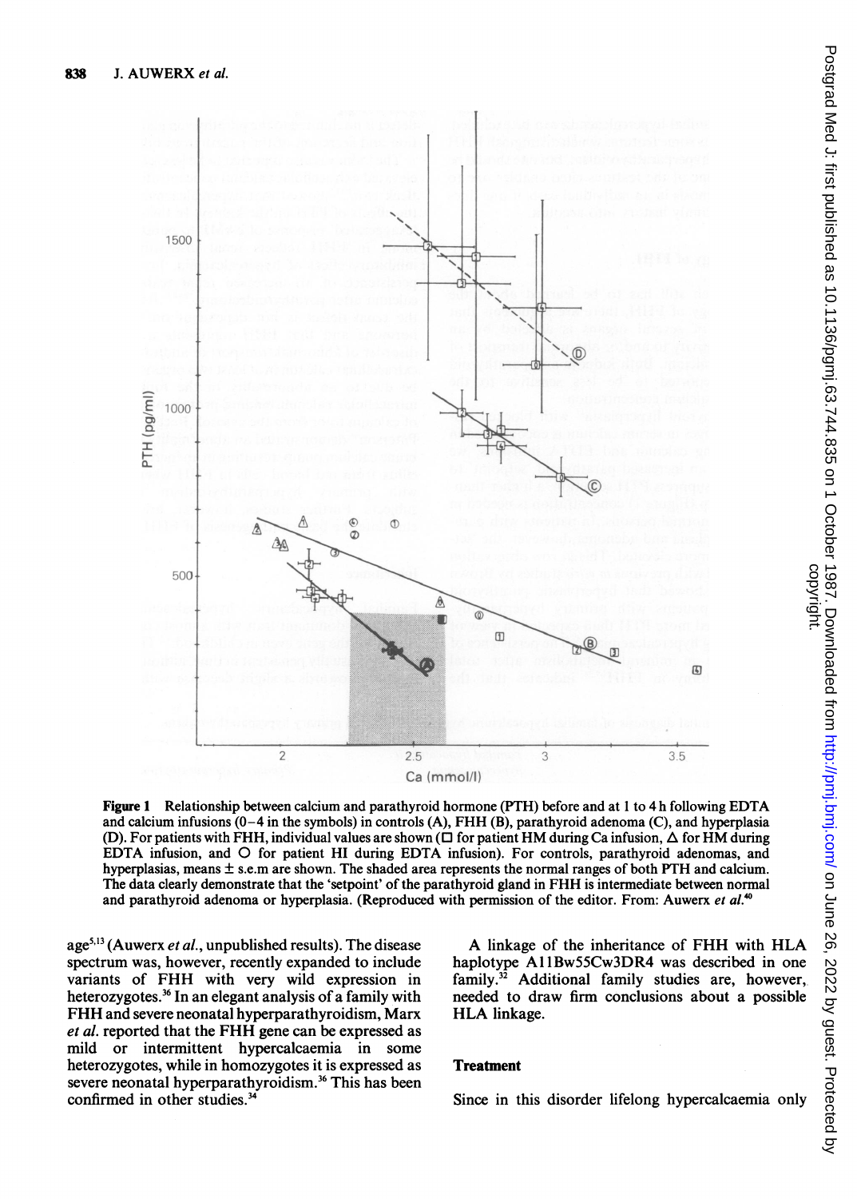Figure 1 Relationship between calcium and parathyroid hormone (PTH) before and at 1 to 4 h following EDTA and calcium infusions (0–4 in the symbols) in controls (A), FHH (B), parathyroid adenoma (C), and hyperplasia (D). For patients with FHH, individual values are shown (□ for patient HM during Ca infusion, Δ for HM during EDTA infusion, and O for patient HI during EDTA infusion). For controls, parathyroid adenomas, and hyperplasias, means ± s.e.m are shown. The shaded area represents the normal ranges of both PTH and calcium. The data clearly demonstrate that the 'setpoint' of the parathyroid gland in FHH is intermediate between normal and parathyroid adenoma or hyperplasia. (Reproduced with permission of the editor. From: Auwerx *et al.*[40]

age[5,13] (Auwerx *et al.*, unpublished results). The disease spectrum was, however, recently expanded to include variants of FHH with very wild expression in heterozygotes.[36] In an elegant analysis of a family with FHH and severe neonatal hyperparathyroidism, Marx *et al.* reported that the FHH gene can be expressed as mild or intermittent hypercalcaemia in some heterozygotes, while in homozygotes it is expressed as severe neonatal hyperparathyroidism.[36] This has been confirmed in other studies.[34]

A linkage of the inheritance of FHH with HLA haplotype A11Bw55Cw3DR4 was described in one family.[32] Additional family studies are, however, needed to draw firm conclusions about a possible HLA linkage.

## Treatment

Since in this disorder lifelong hypercalcaemia only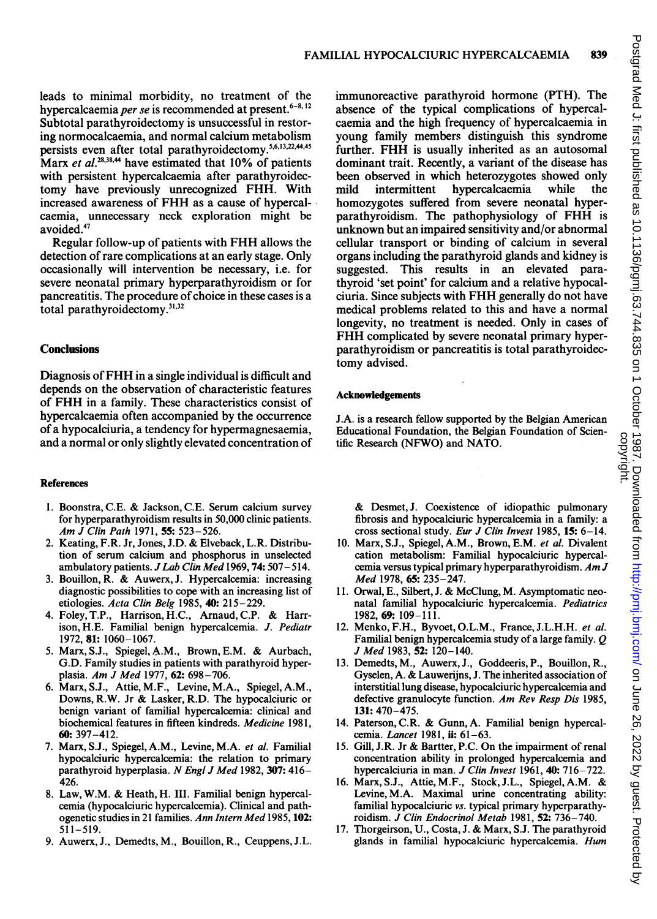leads to minimal morbidity, no treatment of the hypercalcaemia *per se* is recommended at present.[6–8, 12] Subtotal parathyroidectomy is unsuccessful in restoring normocalcaemia, and normal calcium metabolism persists even after total parathyroidectomy.[5,6,13,22,44,45] Marx *et al.*[28,38,44] have estimated that 10% of patients with persistent hypercalcaemia after parathyroidectomy have previously unrecognized FHH. With increased awareness of FHH as a cause of hypercalcaemia, unnecessary neck exploration might be avoided.[47]

Regular follow-up of patients with FHH allows the detection of rare complications at an early stage. Only occasionally will intervention be necessary, i.e. for severe neonatal primary hyperparathyroidism or for pancreatitis. The procedure of choice in these cases is a total parathyroidectomy.[31,32]

## Conclusions

Diagnosis of FHH in a single individual is difficult and depends on the observation of characteristic features of FHH in a family. These characteristics consist of hypercalcaemia often accompanied by the occurrence of a hypocalciuria, a tendency for hypermagnesaemia, and a normal or only slightly elevated concentration of immunoreactive parathyroid hormone (PTH). The absence of the typical complications of hypercalcaemia and the high frequency of hypercalcaemia in young family members distinguish this syndrome further. FHH is usually inherited as an autosomal dominant trait. Recently, a variant of the disease has been observed in which heterozygotes showed only mild intermittent hypercalcaemia while the homozygotes suffered from severe neonatal hyperparathyroidism. The pathophysiology of FHH is unknown but an impaired sensitivity and/or abnormal cellular transport or binding of calcium in several organs including the parathyroid glands and kidney is suggested. This results in an elevated parathyroid 'set point' for calcium and a relative hypocalciuria. Since subjects with FHH generally do not have medical problems related to this and have a normal longevity, no treatment is needed. Only in cases of FHH complicated by severe neonatal primary hyperparathyroidism or pancreatitis is total parathyroidectomy advised.

### Acknowledgements

J.A. is a research fellow supported by the Belgian American Educational Foundation, the Belgian Foundation of Scientific Research (NFWO) and NATO.

### References

1. Boonstra, C.E. & Jackson, C.E. Serum calcium survey for hyperparathyroidism results in 50,000 clinic patients. *Am J Clin Path* 1971, **55**: 523–526.
2. Keating, F.R. Jr, Jones, J.D. & Elveback, L.R. Distribution of serum calcium and phosphorus in unselected ambulatory patients. *J Lab Clin Med* 1969, **74**: 507–514.
3. Bouillon, R. & Auwerx, J. Hypercalcemia: increasing diagnostic possibilities to cope with an increasing list of etiologies. *Acta Clin Belg* 1985, **40**: 215–229.
4. Foley, T.P., Harrison, H.C., Arnaud, C.P. & Harrison, H.E. Familial benign hypercalcemia. *J. Pediatr* 1972, **81**: 1060–1067.
5. Marx, S.J., Spiegel, A.M., Brown, E.M. & Aurbach, G.D. Family studies in patients with parathyroid hyperplasia. *Am J Med* 1977, **62**: 698–706.
6. Marx, S.J., Attie, M.F., Levine, M.A., Spiegel, A.M., Downs, R.W. Jr & Lasker, R.D. The hypocalciuric or benign variant of familial hypercalcemia: clinical and biochemical features in fifteen kindreds. *Medicine* 1981, **60**: 397–412.
7. Marx, S.J., Spiegel, A.M., Levine, M.A. *et al.* Familial hypocalciuric hypercalcemia: the relation to primary parathyroid hyperplasia. *N Engl J Med* 1982, **307**: 416–426.
8. Law, W.M. & Heath, H. III. Familial benign hypercalcemia (hypocalciuric hypercalcemia). Clinical and pathogenetic studies in 21 families. *Ann Intern Med* 1985, **102**: 511–519.
9. Auwerx, J., Demedts, M., Bouillon, R., Ceuppens, J.L. & Desmet, J. Coexistence of idiopathic pulmonary fibrosis and hypocalciuric hypercalcemia in a family: a cross sectional study. *Eur J Clin Invest* 1985, **15**: 6–14.
10. Marx, S.J., Spiegel, A.M., Brown, E.M. *et al.* Divalent cation metabolism: Familial hypocalciuric hypercalcemia versus typical primary hyperparathyroidism. *Am J Med* 1978, **65**: 235–247.
11. Orwal, E., Silbert, J. & McClung, M. Asymptomatic neonatal familial hypocalciuric hypercalcemia. *Pediatrics* 1982, **69**: 109–111.
12. Menko, F.H., Byvoet, O.L.M., France, J.L.H.H. *et al.* Familial benign hypercalcemia study of a large family. *Q J Med* 1983, **52**: 120–140.
13. Demedts, M., Auwerx, J., Goddeeris, P., Bouillon, R., Gyselen, A. & Lauwerijns, J. The inherited association of interstitial lung disease, hypocalciuric hypercalcemia and defective granulocyte function. *Am Rev Resp Dis* 1985, **131**: 470–475.
14. Paterson, C.R. & Gunn, A. Familial benign hypercalcemia. *Lancet* 1981, **ii**: 61–63.
15. Gill, J.R. Jr & Bartter, P.C. On the impairment of renal concentration ability in prolonged hypercalcemia and hypercalciuria in man. *J Clin Invest* 1961, **40**: 716–722.
16. Marx, S.J., Attie, M.F., Stock, J.L., Spiegel, A.M. & Levine, M.A. Maximal urine concentrating ability: familial hypocalciuric *vs.* typical primary hyperparathyroidism. *J Clin Endocrinol Metab* 1981, **52**: 736–740.
17. Thorgeirson, U., Costa, J. & Marx, S.J. The parathyroid glands in familial hypocalciuric hypercalcemia. *Hum*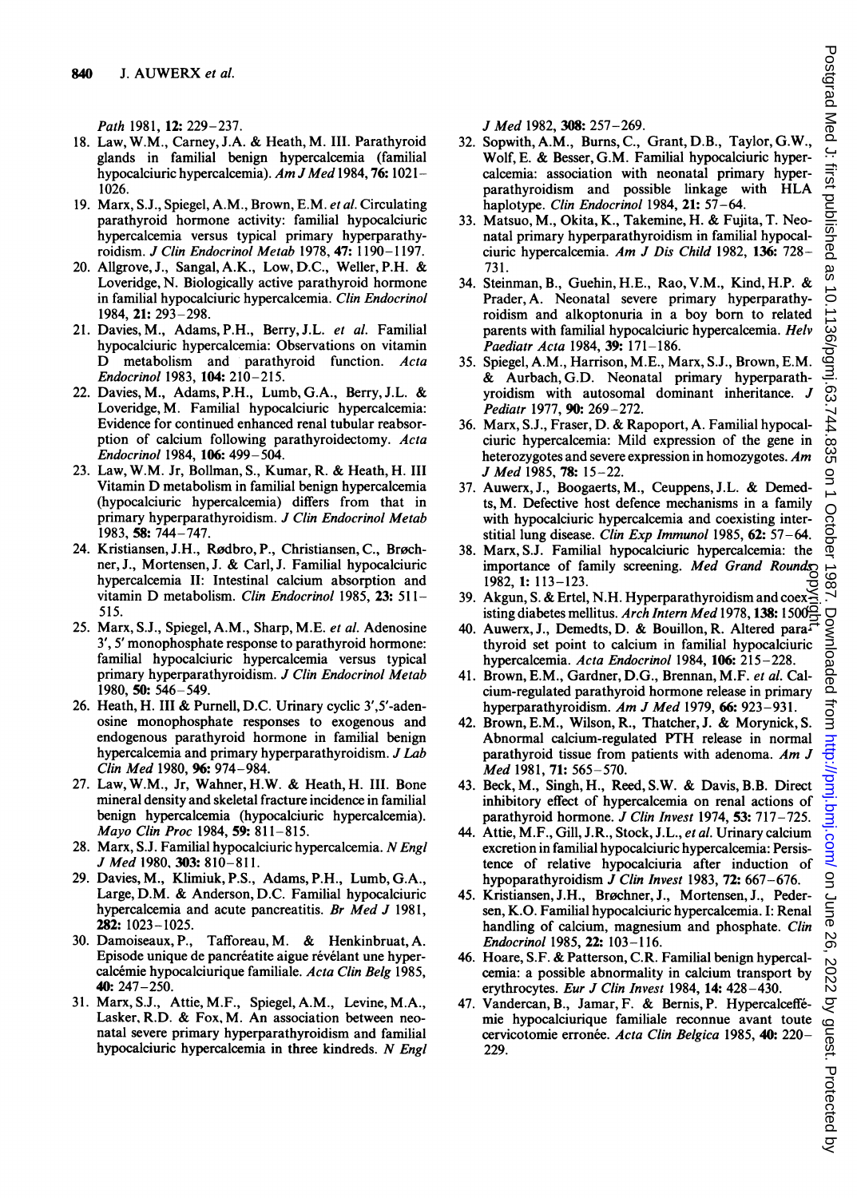Path 1981, **12:** 229–237.

18. Law, W.M., Carney, J.A. & Heath, M. III. Parathyroid glands in familial benign hypercalcemia (familial hypocalciuric hypercalcemia). *Am J Med* 1984, **76:** 1021–1026.
19. Marx, S.J., Spiegel, A.M., Brown, E.M. *et al.* Circulating parathyroid hormone activity: familial hypocalciuric hypercalcemia versus typical primary hyperparathyroidism. *J Clin Endocrinol Metab* 1978, **47:** 1190–1197.
20. Allgrove, J., Sangal, A.K., Low, D.C., Weller, P.H. & Loveridge, N. Biologically active parathyroid hormone in familial hypocalciuric hypercalcemia. *Clin Endocrinol* 1984, **21:** 293–298.
21. Davies, M., Adams, P.H., Berry, J.L. *et al.* Familial hypocalciuric hypercalcemia: Observations on vitamin D metabolism and parathyroid function. *Acta Endocrinol* 1983, **104:** 210–215.
22. Davies, M., Adams, P.H., Lumb, G.A., Berry, J.L. & Loveridge, M. Familial hypocalciuric hypercalcemia: Evidence for continued enhanced renal tubular reabsorption of calcium following parathyroidectomy. *Acta Endocrinol* 1984, **106:** 499–504.
23. Law, W.M. Jr, Bollman, S., Kumar, R. & Heath, H. III Vitamin D metabolism in familial benign hypercalcemia (hypocalciuric hypercalcemia) differs from that in primary hyperparathyroidism. *J Clin Endocrinol Metab* 1983, **58:** 744–747.
24. Kristiansen, J.H., Rødbro, P., Christiansen, C., Brøchner, J., Mortensen, J. & Carl, J. Familial hypocalciuric hypercalcemia II: Intestinal calcium absorption and vitamin D metabolism. *Clin Endocrinol* 1985, **23:** 511–515.
25. Marx, S.J., Spiegel, A.M., Sharp, M.E. *et al.* Adenosine 3′, 5′ monophosphate response to parathyroid hormone: familial hypocalciuric hypercalcemia versus typical primary hyperparathyroidism. *J Clin Endocrinol Metab* 1980, **50:** 546–549.
26. Heath, H. III & Purnell, D.C. Urinary cyclic 3′,5′-adenosine monophosphate responses to exogenous and endogenous parathyroid hormone in familial benign hypercalcemia and primary hyperparathyroidism. *J Lab Clin Med* 1980, **96:** 974–984.
27. Law, W.M., Jr, Wahner, H.W. & Heath, H. III. Bone mineral density and skeletal fracture incidence in familial benign hypercalcemia (hypocalciuric hypercalcemia). *Mayo Clin Proc* 1984, **59:** 811–815.
28. Marx, S.J. Familial hypocalciuric hypercalcemia. *N Engl J Med* 1980, **303:** 810–811.
29. Davies, M., Klimiuk, P.S., Adams, P.H., Lumb, G.A., Large, D.M. & Anderson, D.C. Familial hypocalciuric hypercalcemia and acute pancreatitis. *Br Med J* 1981, **282:** 1023–1025.
30. Damoiseaux, P., Tafforeau, M. & Henkinbruat, A. Episode unique de pancréatite aigue révélant une hypercalcémie hypocalciurique familiale. *Acta Clin Belg* 1985, **40:** 247–250.
31. Marx, S.J., Attie, M.F., Spiegel, A.M., Levine, M.A., Lasker, R.D. & Fox, M. An association between neonatal severe primary hyperparathyroidism and familial hypocalciuric hypercalcemia in three kindreds. *N Engl J Med* 1982, **308:** 257–269.
32. Sopwith, A.M., Burns, C., Grant, D.B., Taylor, G.W., Wolf, E. & Besser, G.M. Familial hypocalciuric hypercalcemia: association with neonatal primary hyperparathyroidism and possible linkage with HLA haplotype. *Clin Endocrinol* 1984, **21:** 57–64.
33. Matsuo, M., Okita, K., Takemine, H. & Fujita, T. Neonatal primary hyperparathyroidism in familial hypocalciuric hypercalcemia. *Am J Dis Child* 1982, **136:** 728–731.
34. Steinman, B., Guehin, H.E., Rao, V.M., Kind, H.P. & Prader, A. Neonatal severe primary hyperparathyroidism and alkoptonuria in a boy born to related parents with familial hypocalciuric hypercalcemia. *Helv Paediatr Acta* 1984, **39:** 171–186.
35. Spiegel, A.M., Harrison, M.E., Marx, S.J., Brown, E.M. & Aurbach, G.D. Neonatal primary hyperparathyroidism with autosomal dominant inheritance. *J Pediatr* 1977, **90:** 269–272.
36. Marx, S.J., Fraser, D. & Rapoport, A. Familial hypocalciuric hypercalcemia: Mild expression of the gene in heterozygotes and severe expression in homozygotes. *Am J Med* 1985, **78:** 15–22.
37. Auwerx, J., Boogaerts, M., Ceuppens, J.L. & Demedts, M. Defective host defence mechanisms in a family with hypocalciuric hypercalcemia and coexisting interstitial lung disease. *Clin Exp Immunol* 1985, **62:** 57–64.
38. Marx, S.J. Familial hypocalciuric hypercalcemia: the importance of family screening. *Med Grand Rounds* 1982, **1:** 113–123.
39. Akgun, S. & Ertel, N.H. Hyperparathyroidism and coexisting diabetes mellitus. *Arch Intern Med* 1978, **138:** 1500.
40. Auwerx, J., Demedts, D. & Bouillon, R. Altered parathyroid set point to calcium in familial hypocalciuric hypercalcemia. *Acta Endocrinol* 1984, **106:** 215–228.
41. Brown, E.M., Gardner, D.G., Brennan, M.F. *et al.* Calcium-regulated parathyroid hormone release in primary hyperparathyroidism. *Am J Med* 1979, **66:** 923–931.
42. Brown, E.M., Wilson, R., Thatcher, J. & Morynick, S. Abnormal calcium-regulated PTH release in normal parathyroid tissue from patients with adenoma. *Am J Med* 1981, **71:** 565–570.
43. Beck, M., Singh, H., Reed, S.W. & Davis, B.B. Direct inhibitory effect of hypercalcemia on renal actions of parathyroid hormone. *J Clin Invest* 1974, **53:** 717–725.
44. Attie, M.F., Gill, J.R., Stock, J.L., *et al.* Urinary calcium excretion in familial hypocalciuric hypercalcemia: Persistence of relative hypocalciuria after induction of hypoparathyroidism *J Clin Invest* 1983, **72:** 667–676.
45. Kristiansen, J.H., Brøchner, J., Mortensen, J., Pedersen, K.O. Familial hypocalciuric hypercalcemia. I: Renal handling of calcium, magnesium and phosphate. *Clin Endocrinol* 1985, **22:** 103–116.
46. Hoare, S.F. & Patterson, C.R. Familial benign hypercalcemia: a possible abnormality in calcium transport by erythrocytes. *Eur J Clin Invest* 1984, **14:** 428–430.
47. Vandercan, B., Jamar, F. & Bernis, P. Hypercalceffémie hypocalciurique familiale reconnue avant toute cervicotomie erronée. *Acta Clin Belgica* 1985, **40:** 220–229.